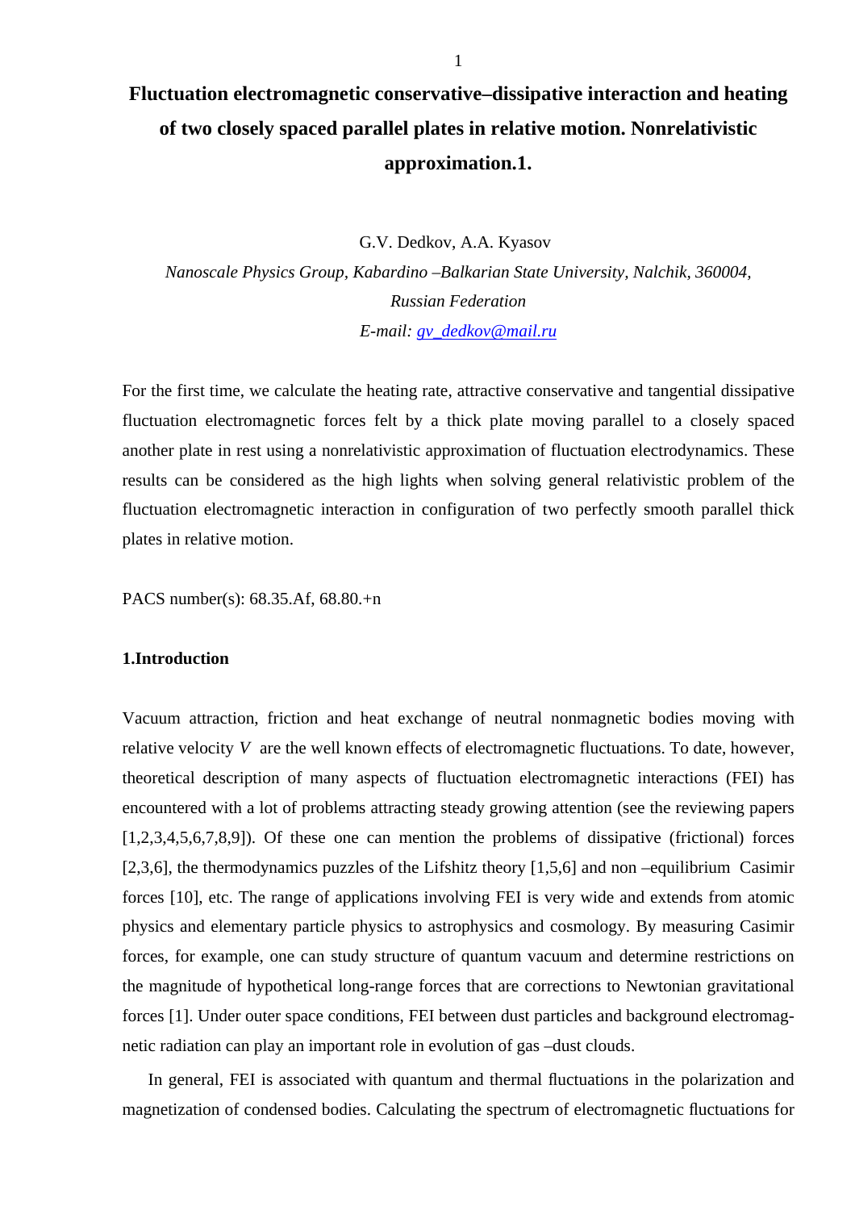# Fluctuation electromagnetic conservative–dissipative interaction and heating of two closely spaced parallel plates in relative motion. Nonrelativistic approximation.1.

G.V. Dedkov, A.A. Kyasov

*Nanoscale Physics Group, Kabardino –Balkarian State University, Nalchik, 360004, Russian Federation*

*E-mail: gv_dedkov@mail.ru*

For the first time, we calculate the heating rate, attractive conservative and tangential dissipative fluctuation electromagnetic forces felt by a thick plate moving parallel to a closely spaced another plate in rest using a nonrelativistic approximation of fluctuation electrodynamics. These results can be considered as the high lights when solving general relativistic problem of the fluctuation electromagnetic interaction in configuration of two perfectly smooth parallel thick plates in relative motion.

PACS number(s): 68.35.Af, 68.80.+n

## 1.Introduction

Vacuum attraction, friction and heat exchange of neutral nonmagnetic bodies moving with relative velocity $V$ are the well known effects of electromagnetic fluctuations. To date, however, theoretical description of many aspects of fluctuation electromagnetic interactions (FEI) has encountered with a lot of problems attracting steady growing attention (see the reviewing papers [1,2,3,4,5,6,7,8,9]). Of these one can mention the problems of dissipative (frictional) forces [2,3,6], the thermodynamics puzzles of the Lifshitz theory [1,5,6] and non –equilibrium Casimir forces [10], etc. The range of applications involving FEI is very wide and extends from atomic physics and elementary particle physics to astrophysics and cosmology. By measuring Casimir forces, for example, one can study structure of quantum vacuum and determine restrictions on the magnitude of hypothetical long-range forces that are corrections to Newtonian gravitational forces [1]. Under outer space conditions, FEI between dust particles and background electromagnetic radiation can play an important role in evolution of gas –dust clouds.

In general, FEI is associated with quantum and thermal fluctuations in the polarization and magnetization of condensed bodies. Calculating the spectrum of electromagnetic fluctuations for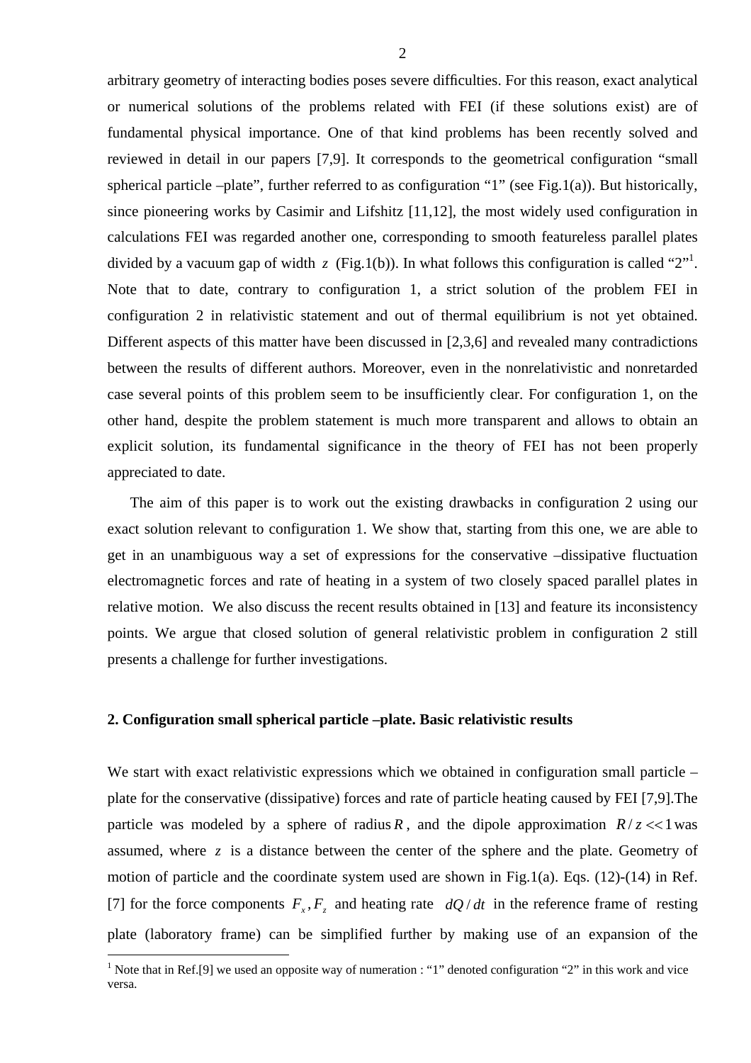arbitrary geometry of interacting bodies poses severe difficulties. For this reason, exact analytical or numerical solutions of the problems related with FEI (if these solutions exist) are of fundamental physical importance. One of that kind problems has been recently solved and reviewed in detail in our papers [7,9]. It corresponds to the geometrical configuration "small spherical particle –plate", further referred to as configuration "1" (see Fig.1(a)). But historically, since pioneering works by Casimir and Lifshitz [11,12], the most widely used configuration in calculations FEI was regarded another one, corresponding to smooth featureless parallel plates divided by a vacuum gap of width $z$ (Fig.1(b)). In what follows this configuration is called "2"[1]. Note that to date, contrary to configuration 1, a strict solution of the problem FEI in configuration 2 in relativistic statement and out of thermal equilibrium is not yet obtained. Different aspects of this matter have been discussed in [2,3,6] and revealed many contradictions between the results of different authors. Moreover, even in the nonrelativistic and nonretarded case several points of this problem seem to be insufficiently clear. For configuration 1, on the other hand, despite the problem statement is much more transparent and allows to obtain an explicit solution, its fundamental significance in the theory of FEI has not been properly appreciated to date.

The aim of this paper is to work out the existing drawbacks in configuration 2 using our exact solution relevant to configuration 1. We show that, starting from this one, we are able to get in an unambiguous way a set of expressions for the conservative –dissipative fluctuation electromagnetic forces and rate of heating in a system of two closely spaced parallel plates in relative motion. We also discuss the recent results obtained in [13] and feature its inconsistency points. We argue that closed solution of general relativistic problem in configuration 2 still presents a challenge for further investigations.

## 2. Configuration small spherical particle –plate. Basic relativistic results

We start with exact relativistic expressions which we obtained in configuration small particle – plate for the conservative (dissipative) forces and rate of particle heating caused by FEI [7,9].The particle was modeled by a sphere of radius $R$, and the dipole approximation $R/z << 1$ was assumed, where $z$ is a distance between the center of the sphere and the plate. Geometry of motion of particle and the coordinate system used are shown in Fig.1(a). Eqs. (12)-(14) in Ref. [7] for the force components $F_x, F_z$ and heating rate $dQ/dt$ in the reference frame of resting plate (laboratory frame) can be simplified further by making use of an expansion of the

[1] Note that in Ref.[9] we used an opposite way of numeration : "1" denoted configuration "2" in this work and vice versa.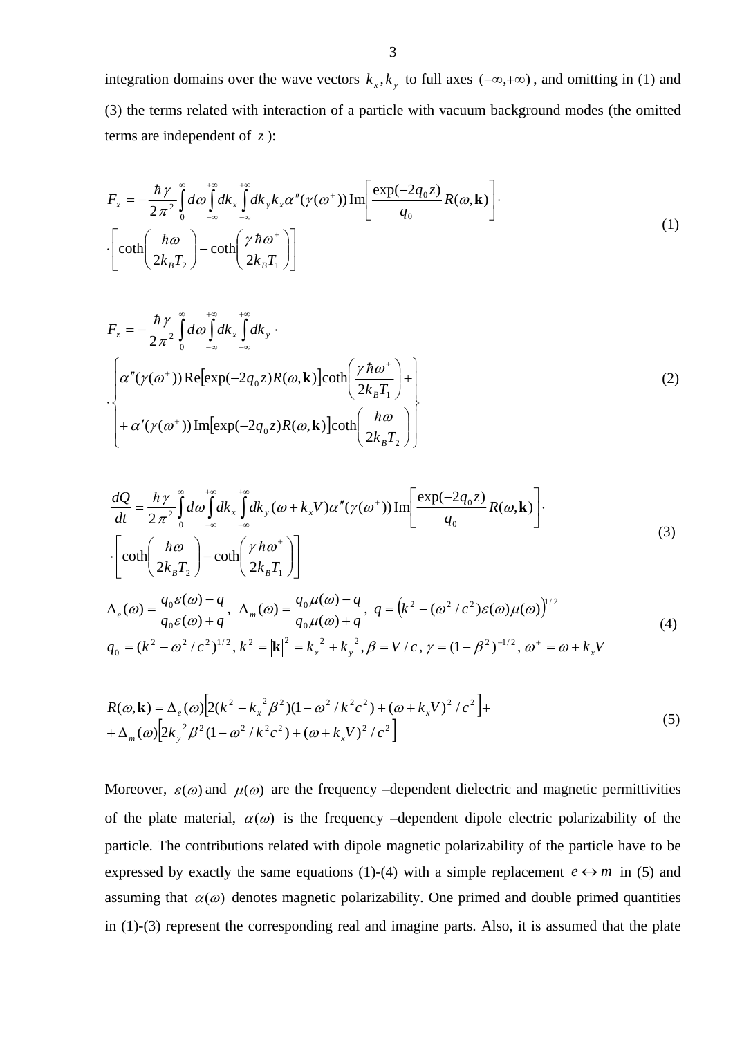integration domains over the wave vectors $k_x, k_y$ to full axes $(-\infty,+\infty)$, and omitting in (1) and (3) the terms related with interaction of a particle with vacuum background modes (the omitted terms are independent of $z$):

$$
F_x = -\frac{\hbar\gamma}{2\pi^2}\int_0^\infty d\omega \int_{-\infty}^{+\infty} dk_x \int_{-\infty}^{+\infty} dk_y k_x \alpha''(\gamma(\omega^+)) \,\mathrm{Im}\left[\frac{\exp(-2q_0 z)}{q_0} R(\omega,\mathbf{k})\right]\cdot
\cdot\left[\coth\left(\frac{\hbar\omega}{2k_B T_2}\right) - \coth\left(\frac{\gamma\hbar\omega^+}{2k_B T_1}\right)\right] \tag{1}
$$

$$
F_z = -\frac{\hbar\gamma}{2\pi^2}\int_0^\infty d\omega \int_{-\infty}^{+\infty} dk_x \int_{-\infty}^{+\infty} dk_y \cdot
\cdot\left\{ \begin{aligned} &\alpha''(\gamma(\omega^+))\,\mathrm{Re}\left[\exp(-2q_0 z)R(\omega,\mathbf{k})\right]\coth\left(\frac{\gamma\hbar\omega^+}{2k_B T_1}\right) + \\ &+\alpha'(\gamma(\omega^+))\,\mathrm{Im}\left[\exp(-2q_0 z)R(\omega,\mathbf{k})\right]\coth\left(\frac{\hbar\omega}{2k_B T_2}\right) \end{aligned}\right\} \tag{2}
$$

$$
\frac{dQ}{dt} = \frac{\hbar\gamma}{2\pi^2}\int_0^\infty d\omega \int_{-\infty}^{+\infty} dk_x \int_{-\infty}^{+\infty} dk_y (\omega + k_x V)\alpha''(\gamma(\omega^+))\,\mathrm{Im}\left[\frac{\exp(-2q_0 z)}{q_0} R(\omega,\mathbf{k})\right]\cdot
\cdot\left[\coth\left(\frac{\hbar\omega}{2k_B T_2}\right) - \coth\left(\frac{\gamma\hbar\omega^+}{2k_B T_1}\right)\right] \tag{3}
$$

$$
\Delta_e(\omega) = \frac{q_0\varepsilon(\omega) - q}{q_0\varepsilon(\omega) + q},\ \Delta_m(\omega) = \frac{q_0\mu(\omega) - q}{q_0\mu(\omega) + q},\ q = \left(k^2 - (\omega^2/c^2)\varepsilon(\omega)\mu(\omega)\right)^{1/2}
$$
$$
q_0 = (k^2 - \omega^2/c^2)^{1/2},\ k^2 = |\mathbf{k}|^2 = k_x^{\,2} + k_y^{\,2},\ \beta = V/c,\ \gamma = (1-\beta^2)^{-1/2},\ \omega^+ = \omega + k_x V \tag{4}
$$

$$
R(\omega,\mathbf{k}) = \Delta_e(\omega)\left[2(k^2 - k_x^{\,2}\beta^2)(1 - \omega^2/k^2c^2) + (\omega + k_x V)^2/c^2\right] +
+\Delta_m(\omega)\left[2k_y^{\,2}\beta^2(1 - \omega^2/k^2c^2) + (\omega + k_x V)^2/c^2\right] \tag{5}
$$

Moreover, $\varepsilon(\omega)$ and $\mu(\omega)$ are the frequency –dependent dielectric and magnetic permittivities of the plate material, $\alpha(\omega)$ is the frequency –dependent dipole electric polarizability of the particle. The contributions related with dipole magnetic polarizability of the particle have to be expressed by exactly the same equations (1)-(4) with a simple replacement $e \leftrightarrow m$ in (5) and assuming that $\alpha(\omega)$ denotes magnetic polarizability. One primed and double primed quantities in (1)-(3) represent the corresponding real and imagine parts. Also, it is assumed that the plate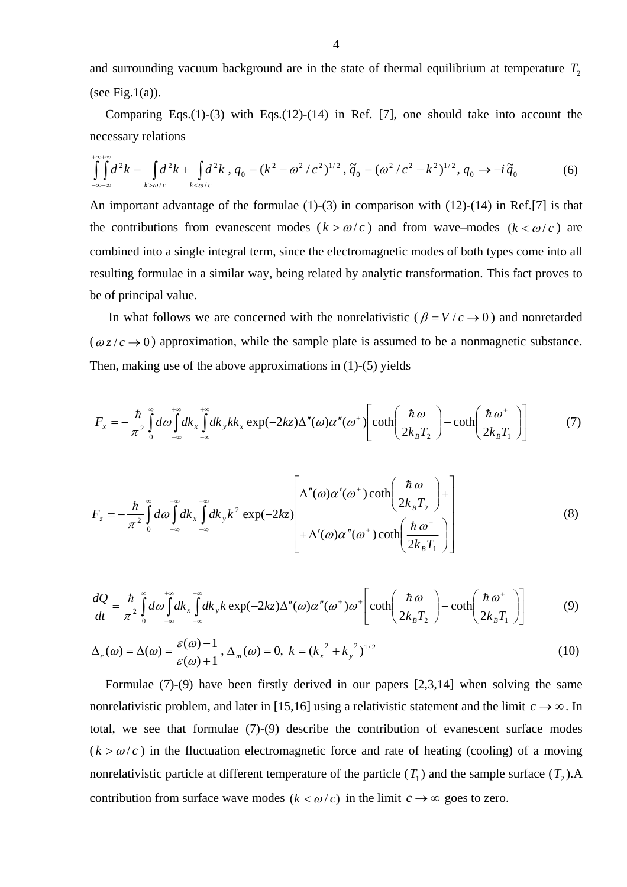and surrounding vacuum background are in the state of thermal equilibrium at temperature $T_2$ (see Fig.1(a)).

Comparing Eqs.(1)-(3) with Eqs.(12)-(14) in Ref. [7], one should take into account the necessary relations

$$\int\limits_{-\infty}^{+\infty}\int\limits_{-\infty}^{+\infty} d^2k = \int\limits_{k>\omega/c} d^2k + \int\limits_{k<\omega/c} d^2k \; , \; q_0 = (k^2 - \omega^2/c^2)^{1/2} \; , \; \tilde{q}_0 = (\omega^2/c^2 - k^2)^{1/2} , \; q_0 \to -i\,\tilde{q}_0 \tag{6}$$

An important advantage of the formulae (1)-(3) in comparison with (12)-(14) in Ref.[7] is that the contributions from evanescent modes ($k > \omega/c$) and from wave–modes ($k < \omega/c$) are combined into a single integral term, since the electromagnetic modes of both types come into all resulting formulae in a similar way, being related by analytic transformation. This fact proves to be of principal value.

In what follows we are concerned with the nonrelativistic ($\beta = V/c \to 0$) and nonretarded ($\omega z/c \to 0$) approximation, while the sample plate is assumed to be a nonmagnetic substance. Then, making use of the above approximations in (1)-(5) yields

$$F_x = -\frac{\hbar}{\pi^2}\int\limits_0^{\infty} d\omega \int\limits_{-\infty}^{+\infty} dk_x \int\limits_{-\infty}^{+\infty} dk_y k k_x \exp(-2kz)\Delta''(\omega)\alpha''(\omega^+)\left[\coth\left(\frac{\hbar\,\omega}{2k_B T_2}\right) - \coth\left(\frac{\hbar\,\omega^+}{2k_B T_1}\right)\right] \tag{7}$$

$$F_z = -\frac{\hbar}{\pi^2}\int\limits_0^{\infty} d\omega \int\limits_{-\infty}^{+\infty} dk_x \int\limits_{-\infty}^{+\infty} dk_y k^2 \exp(-2kz)\left[\begin{array}{l}\Delta''(\omega)\alpha'(\omega^+)\coth\left(\dfrac{\hbar\,\omega}{2k_B T_2}\right) + \\ + \Delta'(\omega)\alpha''(\omega^+)\coth\left(\dfrac{\hbar\,\omega^+}{2k_B T_1}\right)\end{array}\right] \tag{8}$$

$$\frac{dQ}{dt} = \frac{\hbar}{\pi^2}\int\limits_0^{\infty} d\omega \int\limits_{-\infty}^{+\infty} dk_x \int\limits_{-\infty}^{+\infty} dk_y k \exp(-2kz)\Delta''(\omega)\alpha''(\omega^+)\omega^+\left[\coth\left(\frac{\hbar\,\omega}{2k_B T_2}\right) - \coth\left(\frac{\hbar\,\omega^+}{2k_B T_1}\right)\right] \tag{9}$$

$$\Delta_e(\omega) = \Delta(\omega) = \frac{\varepsilon(\omega) - 1}{\varepsilon(\omega) + 1} \; , \; \Delta_m(\omega) = 0, \;\; k = (k_x^{\,2} + k_y^{\,2})^{1/2} \tag{10}$$

Formulae (7)-(9) have been firstly derived in our papers [2,3,14] when solving the same nonrelativistic problem, and later in [15,16] using a relativistic statement and the limit $c \to \infty$. In total, we see that formulae (7)-(9) describe the contribution of evanescent surface modes ($k > \omega/c$) in the fluctuation electromagnetic force and rate of heating (cooling) of a moving nonrelativistic particle at different temperature of the particle ($T_1$) and the sample surface ($T_2$).A contribution from surface wave modes ($k < \omega/c$) in the limit $c \to \infty$ goes to zero.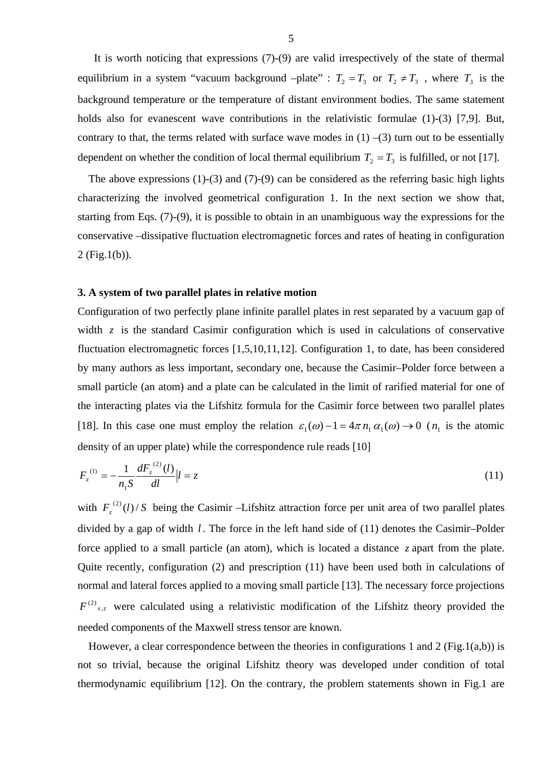It is worth noticing that expressions (7)-(9) are valid irrespectively of the state of thermal equilibrium in a system "vacuum background –plate" : $T_2 = T_3$ or $T_2 \neq T_3$ , where $T_3$ is the background temperature or the temperature of distant environment bodies. The same statement holds also for evanescent wave contributions in the relativistic formulae (1)-(3) [7,9]. But, contrary to that, the terms related with surface wave modes in (1) –(3) turn out to be essentially dependent on whether the condition of local thermal equilibrium $T_2 = T_3$ is fulfilled, or not [17].

The above expressions (1)-(3) and (7)-(9) can be considered as the referring basic high lights characterizing the involved geometrical configuration 1. In the next section we show that, starting from Eqs. (7)-(9), it is possible to obtain in an unambiguous way the expressions for the conservative –dissipative fluctuation electromagnetic forces and rates of heating in configuration 2 (Fig.1(b)).

### 3. A system of two parallel plates in relative motion

Configuration of two perfectly plane infinite parallel plates in rest separated by a vacuum gap of width $z$ is the standard Casimir configuration which is used in calculations of conservative fluctuation electromagnetic forces [1,5,10,11,12]. Configuration 1, to date, has been considered by many authors as less important, secondary one, because the Casimir–Polder force between a small particle (an atom) and a plate can be calculated in the limit of rarified material for one of the interacting plates via the Lifshitz formula for the Casimir force between two parallel plates [18]. In this case one must employ the relation $\varepsilon_1(\omega) - 1 = 4\pi\, n_1\, \alpha_1(\omega) \to 0$ ($n_1$ is the atomic density of an upper plate) while the correspondence rule reads [10]

$$F_z^{(1)} = -\frac{1}{n_1 S}\frac{dF_z^{(2)}(l)}{dl}\Big|_{l=z} \tag{11}$$

with $F_z^{(2)}(l)/S$ being the Casimir –Lifshitz attraction force per unit area of two parallel plates divided by a gap of width $l$. The force in the left hand side of (11) denotes the Casimir–Polder force applied to a small particle (an atom), which is located a distance $z$ apart from the plate. Quite recently, configuration (2) and prescription (11) have been used both in calculations of normal and lateral forces applied to a moving small particle [13]. The necessary force projections $F^{(2)}{}_{x,z}$ were calculated using a relativistic modification of the Lifshitz theory provided the needed components of the Maxwell stress tensor are known.

However, a clear correspondence between the theories in configurations 1 and 2 (Fig.1(a,b)) is not so trivial, because the original Lifshitz theory was developed under condition of total thermodynamic equilibrium [12]. On the contrary, the problem statements shown in Fig.1 are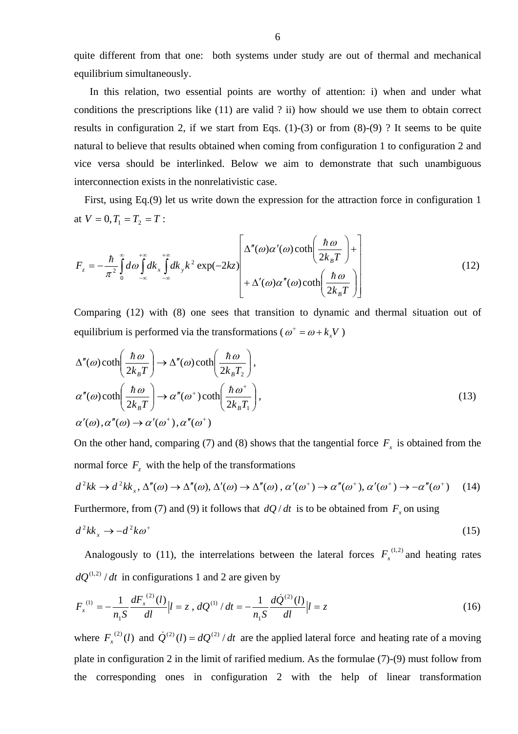quite different from that one: both systems under study are out of thermal and mechanical equilibrium simultaneously.

In this relation, two essential points are worthy of attention: i) when and under what conditions the prescriptions like (11) are valid ? ii) how should we use them to obtain correct results in configuration 2, if we start from Eqs. (1)-(3) or from (8)-(9) ? It seems to be quite natural to believe that results obtained when coming from configuration 1 to configuration 2 and vice versa should be interlinked. Below we aim to demonstrate that such unambiguous interconnection exists in the nonrelativistic case.

First, using Eq.(9) let us write down the expression for the attraction force in configuration 1 at $V = 0, T_1 = T_2 = T$ :

$$F_z = -\frac{\hbar}{\pi^2}\int_0^\infty d\omega \int_{-\infty}^{+\infty} dk_x \int_{-\infty}^{+\infty} dk_y k^2 \exp(-2kz) \left[ \begin{array}{l} \Delta''(\omega)\alpha'(\omega)\coth\left(\dfrac{\hbar\omega}{2k_BT}\right) + \\ + \Delta'(\omega)\alpha''(\omega)\coth\left(\dfrac{\hbar\omega}{2k_BT}\right) \end{array} \right] \tag{12}$$

Comparing (12) with (8) one sees that transition to dynamic and thermal situation out of equilibrium is performed via the transformations ($\omega^+ = \omega + k_x V$)

$$\begin{array}{l} \Delta''(\omega)\coth\left(\dfrac{\hbar\omega}{2k_BT}\right) \to \Delta''(\omega)\coth\left(\dfrac{\hbar\omega}{2k_BT_2}\right), \\ \alpha''(\omega)\coth\left(\dfrac{\hbar\omega}{2k_BT}\right) \to \alpha''(\omega^+)\coth\left(\dfrac{\hbar\omega^+}{2k_BT_1}\right), \\ \alpha'(\omega), \alpha''(\omega) \to \alpha'(\omega^+), \alpha''(\omega^+) \end{array} \tag{13}$$

On the other hand, comparing (7) and (8) shows that the tangential force $F_x$ is obtained from the normal force $F_z$ with the help of the transformations

$$d^2kk \to d^2kk_x,\ \Delta''(\omega) \to \Delta''(\omega), \Delta'(\omega) \to \Delta''(\omega),\ \alpha'(\omega^+) \to \alpha''(\omega^+), \alpha'(\omega^+) \to -\alpha''(\omega^+) \tag{14}$$

Furthermore, from (7) and (9) it follows that $dQ/dt$ is to be obtained from $F_x$ on using

$$d^2kk_x \to -d^2k\omega^+ \tag{15}$$

Analogously to (11), the interrelations between the lateral forces $F_x^{(1,2)}$ and heating rates $dQ^{(1,2)}/dt$ in configurations 1 and 2 are given by

$$F_x^{(1)} = -\frac{1}{n_1 S}\frac{dF_x^{(2)}(l)}{dl}\Big|l = z,\ dQ^{(1)}/dt = -\frac{1}{n_1 S}\frac{d\dot{Q}^{(2)}(l)}{dl}\Big|l = z \tag{16}$$

where $F_x^{(2)}(l)$ and $\dot{Q}^{(2)}(l) = dQ^{(2)}/dt$ are the applied lateral force and heating rate of a moving plate in configuration 2 in the limit of rarified medium. As the formulae (7)-(9) must follow from the corresponding ones in configuration 2 with the help of linear transformation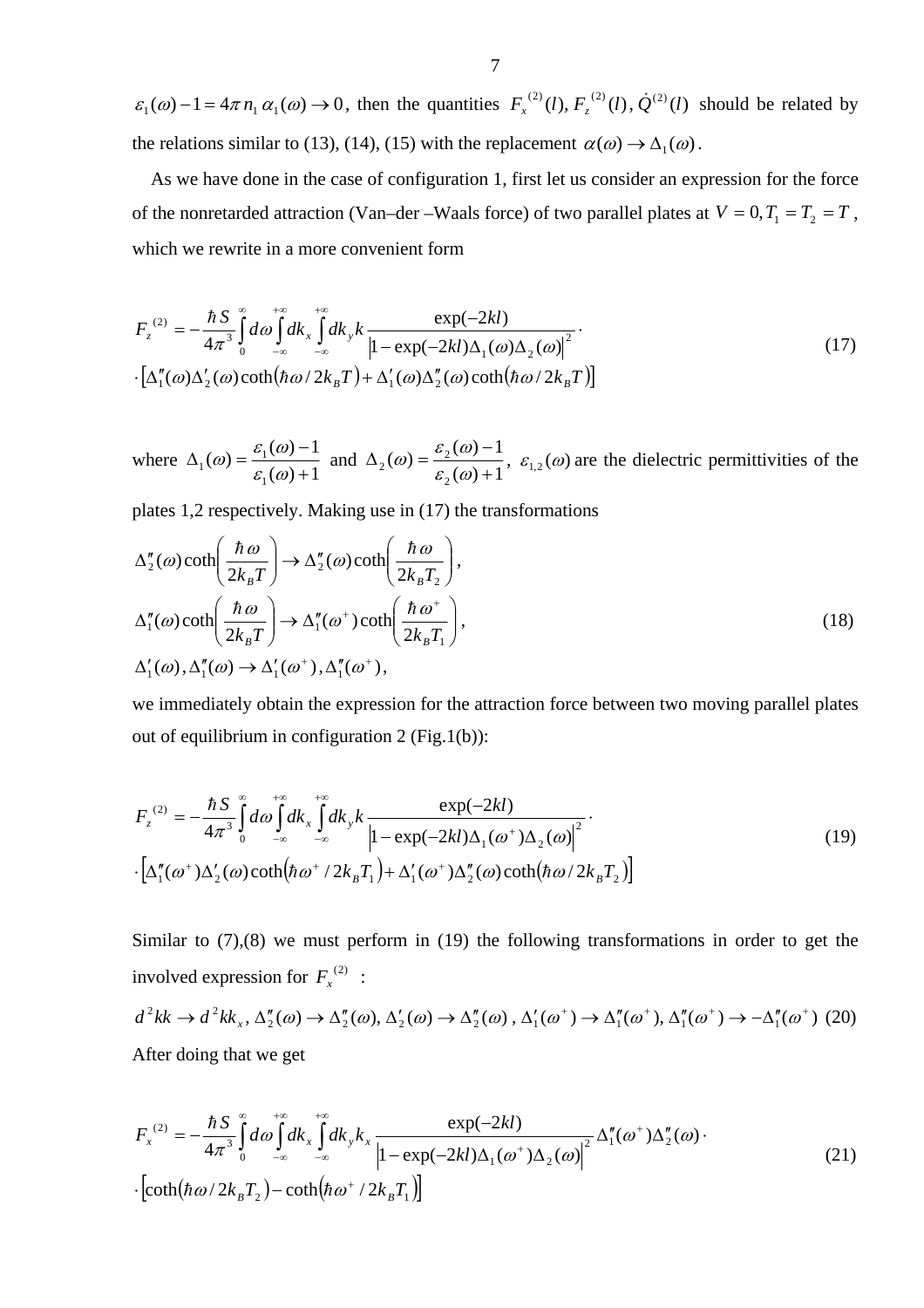$\varepsilon_1(\omega) - 1 = 4\pi\, n_1\, \alpha_1(\omega) \to 0$, then the quantities $F_x^{(2)}(l), F_z^{(2)}(l), \dot{Q}^{(2)}(l)$ should be related by the relations similar to (13), (14), (15) with the replacement $\alpha(\omega) \to \Delta_1(\omega)$.

As we have done in the case of configuration 1, first let us consider an expression for the force of the nonretarded attraction (Van–der –Waals force) of two parallel plates at $V = 0, T_1 = T_2 = T$, which we rewrite in a more convenient form

$$
\begin{aligned}
F_z^{(2)} = &-\frac{\hbar S}{4\pi^3} \int_0^\infty d\omega \int_{-\infty}^{+\infty} dk_x \int_{-\infty}^{+\infty} dk_y k \frac{\exp(-2kl)}{\left|1 - \exp(-2kl)\Delta_1(\omega)\Delta_2(\omega)\right|^2} \cdot \\
&\cdot \left[\Delta_1''(\omega)\Delta_2'(\omega)\coth\left(\hbar\omega / 2k_B T\right) + \Delta_1'(\omega)\Delta_2''(\omega)\coth\left(\hbar\omega / 2k_B T\right)\right]
\end{aligned}
\tag{17}
$$

where $\Delta_1(\omega) = \dfrac{\varepsilon_1(\omega) - 1}{\varepsilon_1(\omega) + 1}$ and $\Delta_2(\omega) = \dfrac{\varepsilon_2(\omega) - 1}{\varepsilon_2(\omega) + 1}$, $\varepsilon_{1,2}(\omega)$ are the dielectric permittivities of the plates 1,2 respectively. Making use in (17) the transformations

$$
\begin{aligned}
&\Delta_2''(\omega)\coth\left(\frac{\hbar\omega}{2k_B T}\right) \to \Delta_2''(\omega)\coth\left(\frac{\hbar\omega}{2k_B T_2}\right), \\
&\Delta_1''(\omega)\coth\left(\frac{\hbar\omega}{2k_B T}\right) \to \Delta_1''(\omega^+)\coth\left(\frac{\hbar\omega^+}{2k_B T_1}\right), \\
&\Delta_1'(\omega), \Delta_1''(\omega) \to \Delta_1'(\omega^+), \Delta_1''(\omega^+),
\end{aligned}
\tag{18}
$$

we immediately obtain the expression for the attraction force between two moving parallel plates out of equilibrium in configuration 2 (Fig.1(b)):

$$
\begin{aligned}
F_z^{(2)} = &-\frac{\hbar S}{4\pi^3} \int_0^\infty d\omega \int_{-\infty}^{+\infty} dk_x \int_{-\infty}^{+\infty} dk_y k \frac{\exp(-2kl)}{\left|1 - \exp(-2kl)\Delta_1(\omega^+)\Delta_2(\omega)\right|^2} \cdot \\
&\cdot \left[\Delta_1''(\omega^+)\Delta_2'(\omega)\coth\left(\hbar\omega^+ / 2k_B T_1\right) + \Delta_1'(\omega^+)\Delta_2''(\omega)\coth\left(\hbar\omega / 2k_B T_2\right)\right]
\end{aligned}
\tag{19}
$$

Similar to (7),(8) we must perform in (19) the following transformations in order to get the involved expression for $F_x^{(2)}$ :

$$
d^2kk \to d^2kk_x,\ \Delta_2''(\omega) \to \Delta_2''(\omega),\ \Delta_2'(\omega) \to \Delta_2''(\omega),\ \Delta_1'(\omega^+) \to \Delta_1''(\omega^+),\ \Delta_1''(\omega^+) \to -\Delta_1''(\omega^+) \tag{20}
$$

After doing that we get

$$
\begin{aligned}
F_x^{(2)} = &-\frac{\hbar S}{4\pi^3} \int_0^\infty d\omega \int_{-\infty}^{+\infty} dk_x \int_{-\infty}^{+\infty} dk_y k_x \frac{\exp(-2kl)}{\left|1 - \exp(-2kl)\Delta_1(\omega^+)\Delta_2(\omega)\right|^2} \Delta_1''(\omega^+)\Delta_2''(\omega) \cdot \\
&\cdot \left[\coth\left(\hbar\omega / 2k_B T_2\right) - \coth\left(\hbar\omega^+ / 2k_B T_1\right)\right]
\end{aligned}
\tag{21}
$$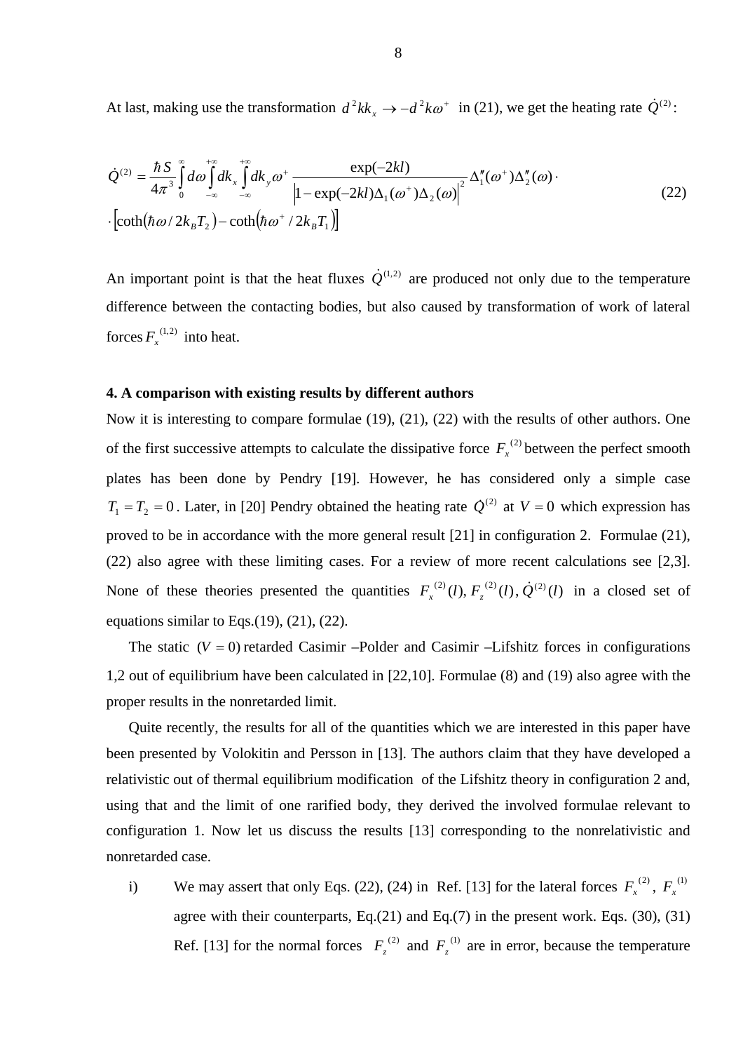At last, making use the transformation $d^2kk_x \to -d^2k\omega^+$ in (21), we get the heating rate $\dot{Q}^{(2)}$:

$$\dot{Q}^{(2)} = \frac{\hbar S}{4\pi^3}\int_0^\infty d\omega \int_{-\infty}^{+\infty} dk_x \int_{-\infty}^{+\infty} dk_y \omega^+ \frac{\exp(-2kl)}{\left|1-\exp(-2kl)\Delta_1(\omega^+)\Delta_2(\omega)\right|^2}\Delta_1''(\omega^+)\Delta_2''(\omega)\cdot$$
$$\cdot\left[\coth(\hbar\omega/2k_BT_2)-\coth(\hbar\omega^+/2k_BT_1)\right] \tag{22}$$

An important point is that the heat fluxes $\dot{Q}^{(1,2)}$ are produced not only due to the temperature difference between the contacting bodies, but also caused by transformation of work of lateral forces $F_x^{(1,2)}$ into heat.

## 4. A comparison with existing results by different authors

Now it is interesting to compare formulae (19), (21), (22) with the results of other authors. One of the first successive attempts to calculate the dissipative force $F_x^{(2)}$ between the perfect smooth plates has been done by Pendry [19]. However, he has considered only a simple case $T_1 = T_2 = 0$. Later, in [20] Pendry obtained the heating rate $\dot{Q}^{(2)}$ at $V = 0$ which expression has proved to be in accordance with the more general result [21] in configuration 2. Formulae (21), (22) also agree with these limiting cases. For a review of more recent calculations see [2,3]. None of these theories presented the quantities $F_x^{(2)}(l), F_z^{(2)}(l), \dot{Q}^{(2)}(l)$ in a closed set of equations similar to Eqs.(19), (21), (22).

The static $(V = 0)$ retarded Casimir –Polder and Casimir –Lifshitz forces in configurations 1,2 out of equilibrium have been calculated in [22,10]. Formulae (8) and (19) also agree with the proper results in the nonretarded limit.

Quite recently, the results for all of the quantities which we are interested in this paper have been presented by Volokitin and Persson in [13]. The authors claim that they have developed a relativistic out of thermal equilibrium modification of the Lifshitz theory in configuration 2 and, using that and the limit of one rarified body, they derived the involved formulae relevant to configuration 1. Now let us discuss the results [13] corresponding to the nonrelativistic and nonretarded case.

i) We may assert that only Eqs. (22), (24) in Ref. [13] for the lateral forces $F_x^{(2)}$, $F_x^{(1)}$ agree with their counterparts, Eq.(21) and Eq.(7) in the present work. Eqs. (30), (31) Ref. [13] for the normal forces $F_z^{(2)}$ and $F_z^{(1)}$ are in error, because the temperature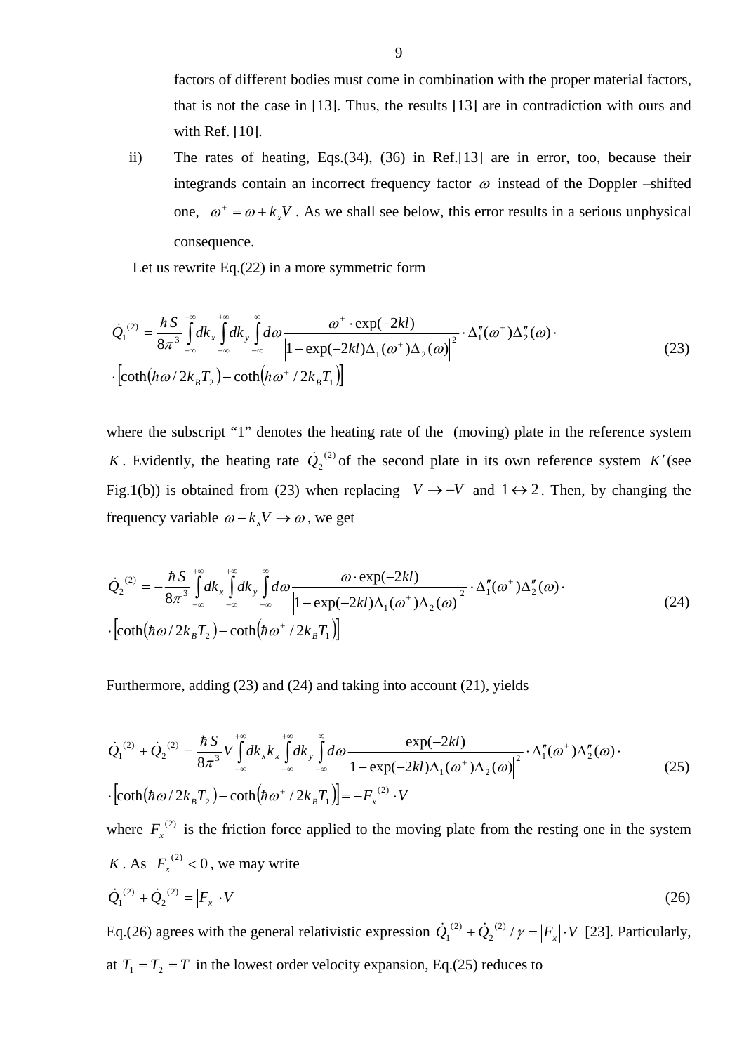factors of different bodies must come in combination with the proper material factors, that is not the case in [13]. Thus, the results [13] are in contradiction with ours and with Ref. [10].

ii) The rates of heating, Eqs.(34), (36) in Ref.[13] are in error, too, because their integrands contain an incorrect frequency factor $\omega$ instead of the Doppler –shifted one, $\omega^+ = \omega + k_x V$. As we shall see below, this error results in a serious unphysical consequence.

Let us rewrite Eq.(22) in a more symmetric form

$$\dot{Q}_1^{(2)} = \frac{\hbar S}{8\pi^3} \int\limits_{-\infty}^{+\infty} dk_x \int\limits_{-\infty}^{+\infty} dk_y \int\limits_{-\infty}^{\infty} d\omega \frac{\omega^+ \cdot \exp(-2kl)}{\left|1 - \exp(-2kl)\Delta_1(\omega^+)\Delta_2(\omega)\right|^2} \cdot \Delta_1''(\omega^+)\Delta_2''(\omega) \cdot \left[\coth(\hbar\omega / 2k_B T_2) - \coth(\hbar\omega^+ / 2k_B T_1)\right] \tag{23}$$

where the subscript "1" denotes the heating rate of the (moving) plate in the reference system $K$. Evidently, the heating rate $\dot{Q}_2^{(2)}$ of the second plate in its own reference system $K'$ (see Fig.1(b)) is obtained from (23) when replacing $V \to -V$ and $1 \leftrightarrow 2$. Then, by changing the frequency variable $\omega - k_x V \to \omega$, we get

$$\dot{Q}_2^{(2)} = -\frac{\hbar S}{8\pi^3} \int\limits_{-\infty}^{+\infty} dk_x \int\limits_{-\infty}^{+\infty} dk_y \int\limits_{-\infty}^{\infty} d\omega \frac{\omega \cdot \exp(-2kl)}{\left|1 - \exp(-2kl)\Delta_1(\omega^+)\Delta_2(\omega)\right|^2} \cdot \Delta_1''(\omega^+)\Delta_2''(\omega) \cdot \left[\coth(\hbar\omega / 2k_B T_2) - \coth(\hbar\omega^+ / 2k_B T_1)\right] \tag{24}$$

Furthermore, adding (23) and (24) and taking into account (21), yields

$$\dot{Q}_1^{(2)} + \dot{Q}_2^{(2)} = \frac{\hbar S}{8\pi^3} V \int\limits_{-\infty}^{+\infty} dk_x k_x \int\limits_{-\infty}^{+\infty} dk_y \int\limits_{-\infty}^{\infty} d\omega \frac{\exp(-2kl)}{\left|1 - \exp(-2kl)\Delta_1(\omega^+)\Delta_2(\omega)\right|^2} \cdot \Delta_1''(\omega^+)\Delta_2''(\omega) \cdot \left[\coth(\hbar\omega / 2k_B T_2) - \coth(\hbar\omega^+ / 2k_B T_1)\right] = -F_x^{(2)} \cdot V \tag{25}$$

where $F_x^{(2)}$ is the friction force applied to the moving plate from the resting one in the system $K$. As $F_x^{(2)} < 0$, we may write

$$\dot{Q}_1^{(2)} + \dot{Q}_2^{(2)} = \left|F_x\right| \cdot V \tag{26}$$

Eq.(26) agrees with the general relativistic expression $\dot{Q}_1^{(2)} + \dot{Q}_2^{(2)} / \gamma = \left|F_x\right| \cdot V$ [23]. Particularly, at $T_1 = T_2 = T$ in the lowest order velocity expansion, Eq.(25) reduces to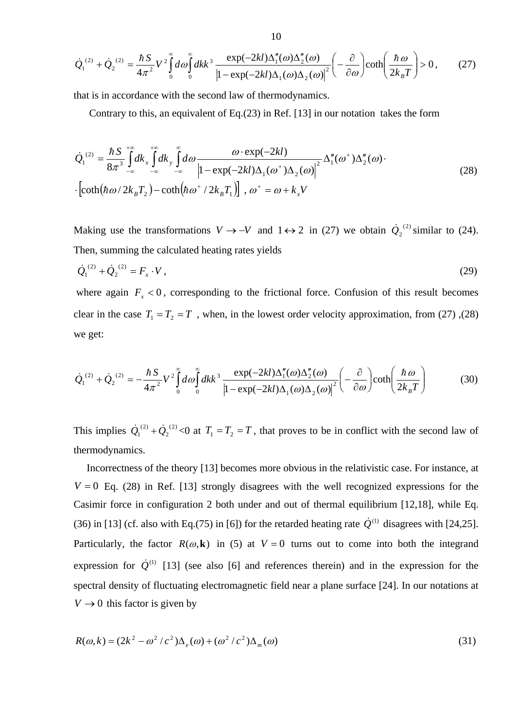$$\dot{Q}_1^{(2)} + \dot{Q}_2^{(2)} = \frac{\hbar S}{4\pi^2} V^2 \int_0^\infty d\omega \int_0^\infty dk k^3 \frac{\exp(-kl)\Delta_1''(\omega)\Delta_2''(\omega)}{\left|1 - \exp(-kl)\Delta_1(\omega)\Delta_2(\omega)\right|^2} \left(-\frac{\partial}{\partial\omega}\right) \coth\left(\frac{\hbar\omega}{2k_B T}\right) > 0\,, \qquad (27)$$

that is in accordance with the second law of thermodynamics.

Contrary to this, an equivalent of Eq.(23) in Ref. [13] in our notation takes the form

$$\dot{Q}_1^{(2)} = \frac{\hbar S}{8\pi^3} \int_{-\infty}^{+\infty} dk_x \int_{-\infty}^{+\infty} dk_y \int_{-\infty}^{\infty} d\omega \frac{\omega \cdot \exp(-2kl)}{\left|1 - \exp(-2kl)\Delta_1(\omega^+)\Delta_2(\omega)\right|^2} \Delta_1''(\omega^+)\Delta_2''(\omega) \cdot$$
$$\cdot \left[\coth\left(\hbar\omega / 2k_B T_2\right) - \coth\left(\hbar\omega^+ / 2k_B T_1\right)\right]\,,\ \omega^+ = \omega + k_x V \qquad (28)$$

Making use the transformations $V \to -V$ and $1 \leftrightarrow 2$ in (27) we obtain $\dot{Q}_2^{(2)}$ similar to (24). Then, summing the calculated heating rates yields

$$\dot{Q}_1^{(2)} + \dot{Q}_2^{(2)} = F_x \cdot V\,, \qquad (29)$$

where again $F_x < 0$, corresponding to the frictional force. Confusion of this result becomes clear in the case $T_1 = T_2 = T$ , when, in the lowest order velocity approximation, from (27) ,(28) we get:

$$\dot{Q}_1^{(2)} + \dot{Q}_2^{(2)} = -\frac{\hbar S}{4\pi^2} V^2 \int_0^\infty d\omega \int_0^\infty dk k^3 \frac{\exp(-2kl)\Delta_1''(\omega)\Delta_2''(\omega)}{\left|1 - \exp(-2kl)\Delta_1(\omega)\Delta_2(\omega)\right|^2} \left(-\frac{\partial}{\partial\omega}\right) \coth\left(\frac{\hbar\omega}{2k_B T}\right) \qquad (30)$$

This implies $\dot{Q}_1^{(2)} + \dot{Q}_2^{(2)}$<0 at $T_1 = T_2 = T$, that proves to be in conflict with the second law of thermodynamics.

Incorrectness of the theory [13] becomes more obvious in the relativistic case. For instance, at $V = 0$ Eq. (28) in Ref. [13] strongly disagrees with the well recognized expressions for the Casimir force in configuration 2 both under and out of thermal equilibrium [12,18], while Eq. (36) in [13] (cf. also with Eq.(75) in [6]) for the retarded heating rate $\dot{Q}^{(1)}$ disagrees with [24,25]. Particularly, the factor $R(\omega, \mathbf{k})$ in (5) at $V = 0$ turns out to come into both the integrand expression for $\dot{Q}^{(1)}$ [13] (see also [6] and references therein) and in the expression for the spectral density of fluctuating electromagnetic field near a plane surface [24]. In our notations at $V \to 0$ this factor is given by

$$R(\omega, k) = (2k^2 - \omega^2 / c^2)\Delta_e(\omega) + (\omega^2 / c^2)\Delta_m(\omega) \qquad (31)$$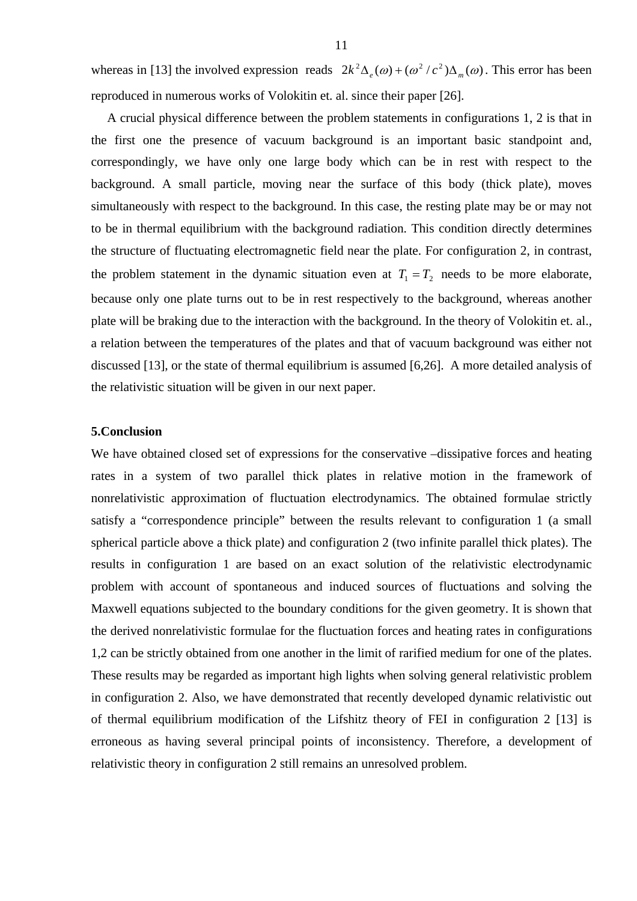whereas in [13] the involved expression reads $2k^2\Delta_e(\omega)+(\omega^2/c^2)\Delta_m(\omega)$. This error has been reproduced in numerous works of Volokitin et. al. since their paper [26].

A crucial physical difference between the problem statements in configurations 1, 2 is that in the first one the presence of vacuum background is an important basic standpoint and, correspondingly, we have only one large body which can be in rest with respect to the background. A small particle, moving near the surface of this body (thick plate), moves simultaneously with respect to the background. In this case, the resting plate may be or may not to be in thermal equilibrium with the background radiation. This condition directly determines the structure of fluctuating electromagnetic field near the plate. For configuration 2, in contrast, the problem statement in the dynamic situation even at $T_1 = T_2$ needs to be more elaborate, because only one plate turns out to be in rest respectively to the background, whereas another plate will be braking due to the interaction with the background. In the theory of Volokitin et. al., a relation between the temperatures of the plates and that of vacuum background was either not discussed [13], or the state of thermal equilibrium is assumed [6,26]. A more detailed analysis of the relativistic situation will be given in our next paper.

**5.Conclusion**

We have obtained closed set of expressions for the conservative –dissipative forces and heating rates in a system of two parallel thick plates in relative motion in the framework of nonrelativistic approximation of fluctuation electrodynamics. The obtained formulae strictly satisfy a "correspondence principle" between the results relevant to configuration 1 (a small spherical particle above a thick plate) and configuration 2 (two infinite parallel thick plates). The results in configuration 1 are based on an exact solution of the relativistic electrodynamic problem with account of spontaneous and induced sources of fluctuations and solving the Maxwell equations subjected to the boundary conditions for the given geometry. It is shown that the derived nonrelativistic formulae for the fluctuation forces and heating rates in configurations 1,2 can be strictly obtained from one another in the limit of rarified medium for one of the plates. These results may be regarded as important high lights when solving general relativistic problem in configuration 2. Also, we have demonstrated that recently developed dynamic relativistic out of thermal equilibrium modification of the Lifshitz theory of FEI in configuration 2 [13] is erroneous as having several principal points of inconsistency. Therefore, a development of relativistic theory in configuration 2 still remains an unresolved problem.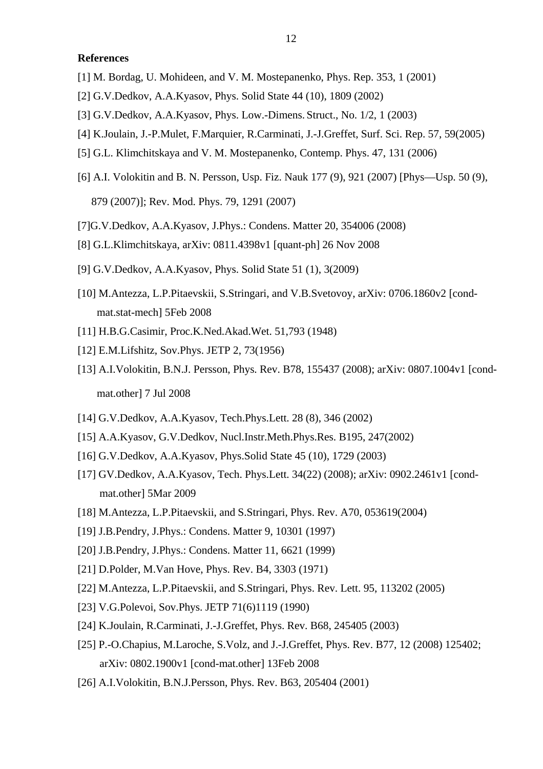**References**

[1] M. Bordag, U. Mohideen, and V. M. Mostepanenko, Phys. Rep. 353, 1 (2001)

[2] G.V.Dedkov, A.A.Kyasov, Phys. Solid State 44 (10), 1809 (2002)

[3] G.V.Dedkov, A.A.Kyasov, Phys. Low.-Dimens. Struct., No. 1/2, 1 (2003)

[4] K.Joulain, J.-P.Mulet, F.Marquier, R.Carminati, J.-J.Greffet, Surf. Sci. Rep. 57, 59(2005)

[5] G.L. Klimchitskaya and V. M. Mostepanenko, Contemp. Phys. 47, 131 (2006)

[6] A.I. Volokitin and B. N. Persson, Usp. Fiz. Nauk 177 (9), 921 (2007) [Phys—Usp. 50 (9), 879 (2007)]; Rev. Mod. Phys. 79, 1291 (2007)

[7]G.V.Dedkov, A.A.Kyasov, J.Phys.: Condens. Matter 20, 354006 (2008)

[8] G.L.Klimchitskaya, arXiv: 0811.4398v1 [quant-ph] 26 Nov 2008

[9] G.V.Dedkov, A.A.Kyasov, Phys. Solid State 51 (1), 3(2009)

[10] M.Antezza, L.P.Pitaevskii, S.Stringari, and V.B.Svetovoy, arXiv: 0706.1860v2 [cond-mat.stat-mech] 5Feb 2008

[11] H.B.G.Casimir, Proc.K.Ned.Akad.Wet. 51,793 (1948)

[12] E.M.Lifshitz, Sov.Phys. JETP 2, 73(1956)

[13] A.I.Volokitin, B.N.J. Persson, Phys. Rev. B78, 155437 (2008); arXiv: 0807.1004v1 [cond-mat.other] 7 Jul 2008

[14] G.V.Dedkov, A.A.Kyasov, Tech.Phys.Lett. 28 (8), 346 (2002)

[15] A.A.Kyasov, G.V.Dedkov, Nucl.Instr.Meth.Phys.Res. B195, 247(2002)

[16] G.V.Dedkov, A.A.Kyasov, Phys.Solid State 45 (10), 1729 (2003)

[17] GV.Dedkov, A.A.Kyasov, Tech. Phys.Lett. 34(22) (2008); arXiv: 0902.2461v1 [cond-mat.other] 5Mar 2009

[18] M.Antezza, L.P.Pitaevskii, and S.Stringari, Phys. Rev. A70, 053619(2004)

[19] J.B.Pendry, J.Phys.: Condens. Matter 9, 10301 (1997)

[20] J.B.Pendry, J.Phys.: Condens. Matter 11, 6621 (1999)

[21] D.Polder, M.Van Hove, Phys. Rev. B4, 3303 (1971)

[22] M.Antezza, L.P.Pitaevskii, and S.Stringari, Phys. Rev. Lett. 95, 113202 (2005)

[23] V.G.Polevoi, Sov.Phys. JETP 71(6)1119 (1990)

[24] K.Joulain, R.Carminati, J.-J.Greffet, Phys. Rev. B68, 245405 (2003)

[25] P.-O.Chapius, M.Laroche, S.Volz, and J.-J.Greffet, Phys. Rev. B77, 12 (2008) 125402; arXiv: 0802.1900v1 [cond-mat.other] 13Feb 2008

[26] A.I.Volokitin, B.N.J.Persson, Phys. Rev. B63, 205404 (2001)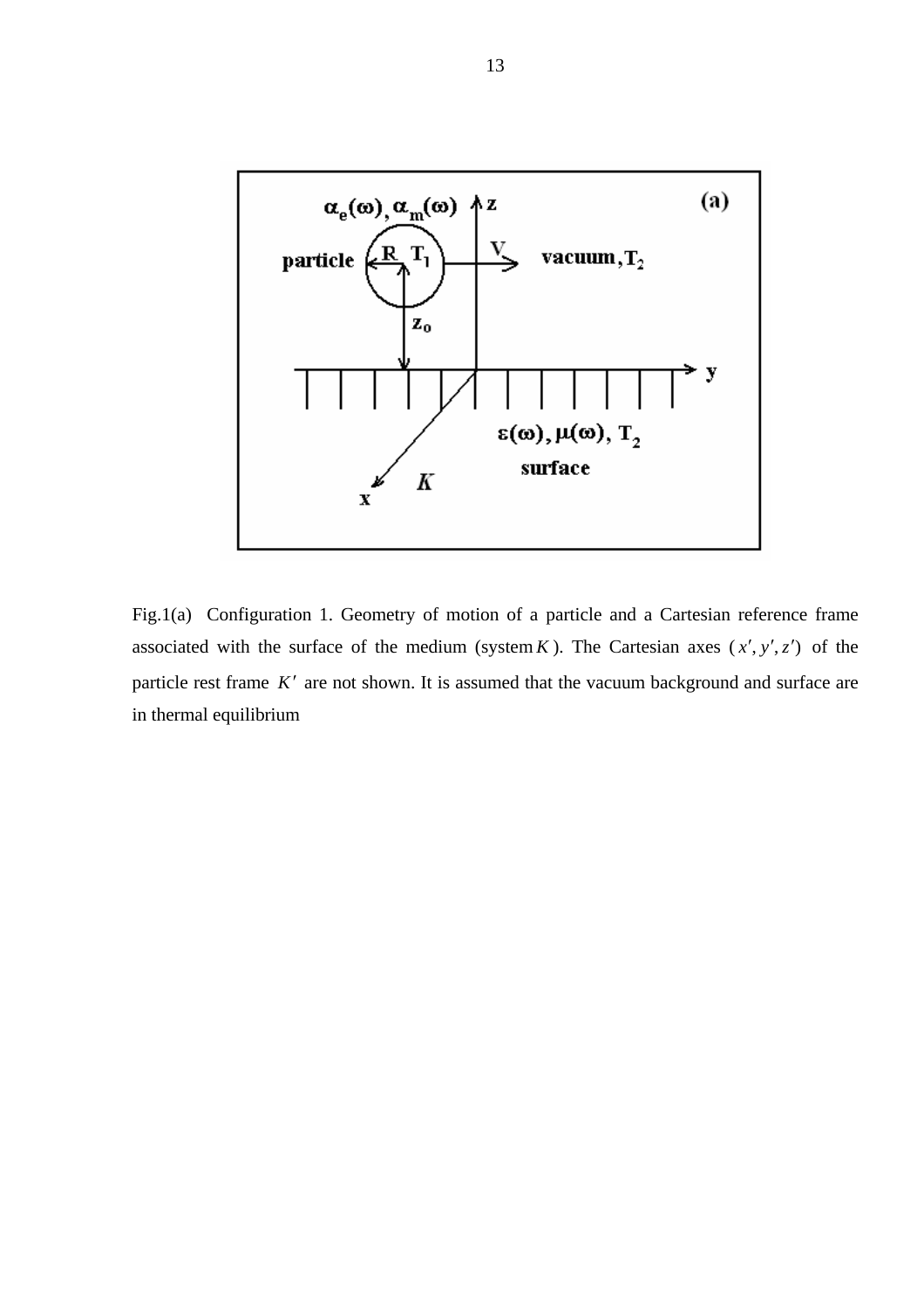Fig.1(a) Configuration 1. Geometry of motion of a particle and a Cartesian reference frame associated with the surface of the medium (system $K$). The Cartesian axes $(x', y', z')$ of the particle rest frame $K'$ are not shown. It is assumed that the vacuum background and surface are in thermal equilibrium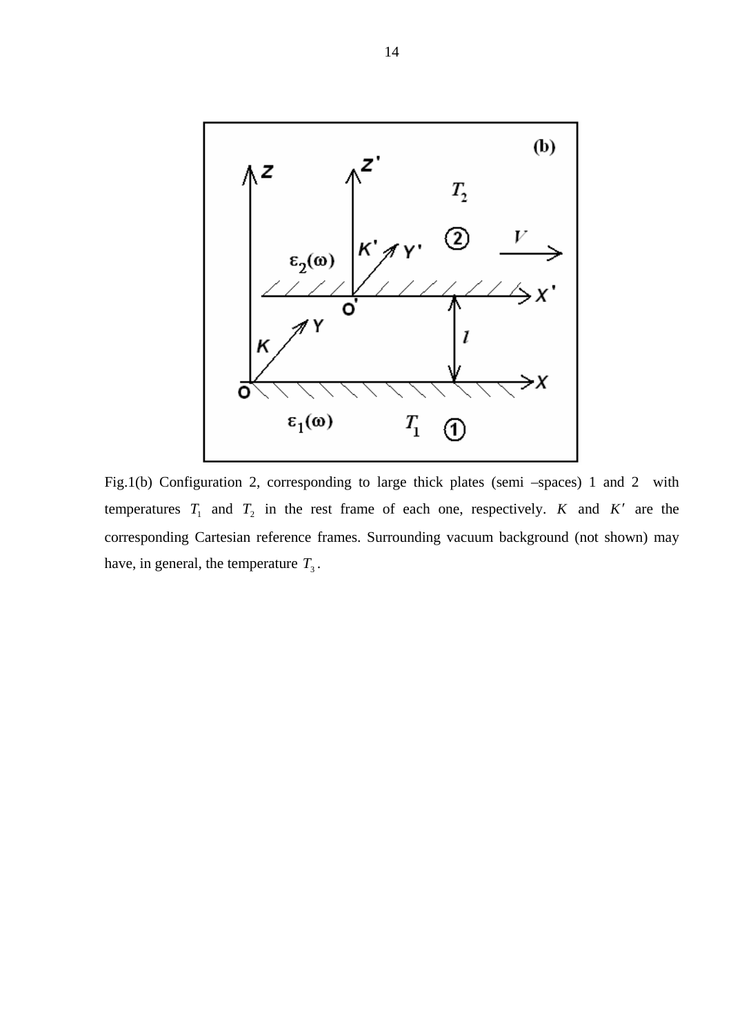(b)

$T_2$

$\varepsilon_2(\omega)$

$K'$ $Y'$ ② $V$

$O'$ $X'$

$Y$

$K$ $l$

$O$ $X$

$\varepsilon_1(\omega)$ $T_1$ ①

$Z$ $Z'$

Fig.1(b) Configuration 2, corresponding to large thick plates (semi –spaces) 1 and 2 with temperatures $T_1$ and $T_2$ in the rest frame of each one, respectively. $K$ and $K'$ are the corresponding Cartesian reference frames. Surrounding vacuum background (not shown) may have, in general, the temperature $T_3$.